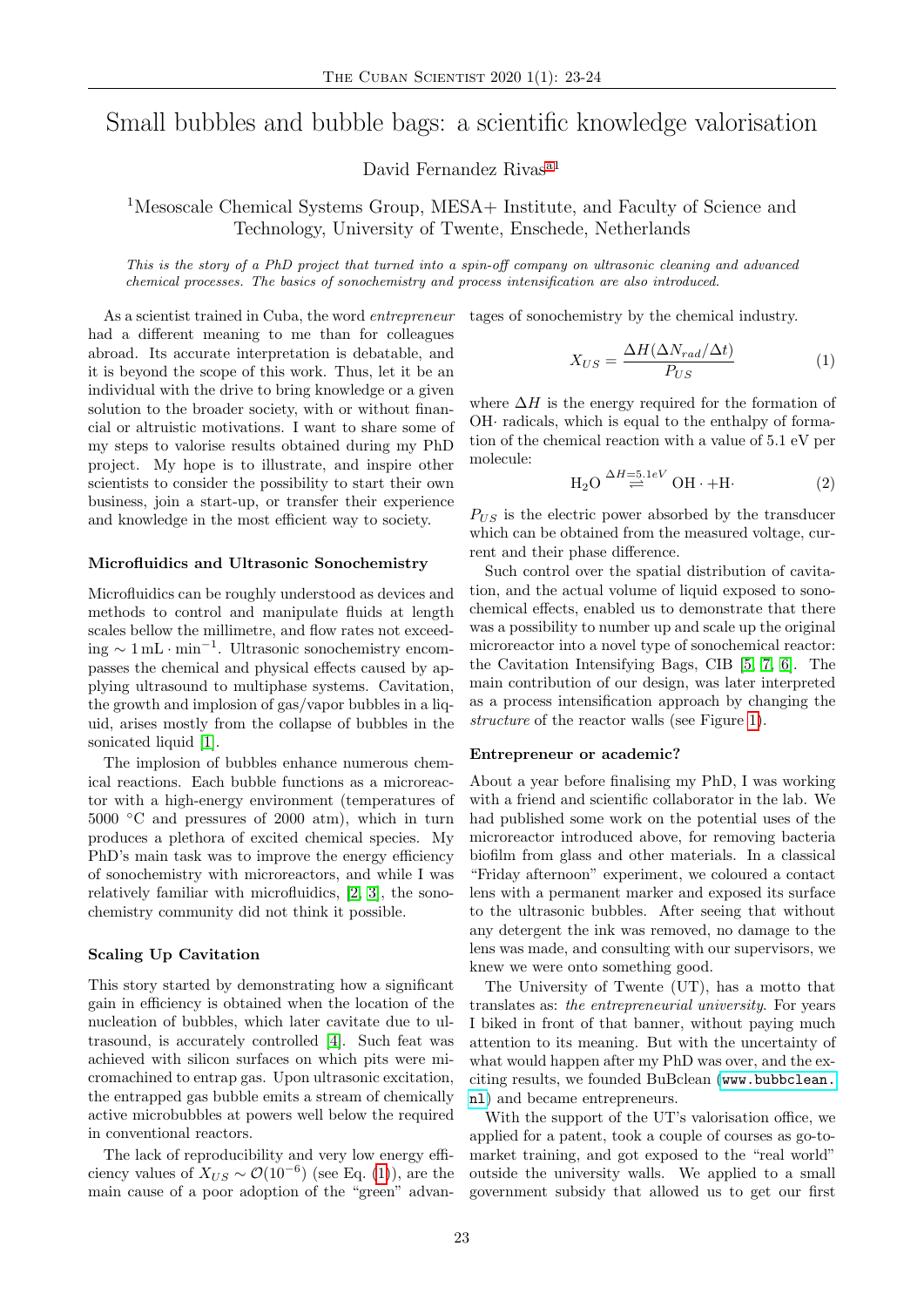# Small bubbles and bubble bags: a scientific knowledge valorisation

David Fernandez Rivas[a1]

[1]Mesoscale Chemical Systems Group, MESA+ Institute, and Faculty of Science and Technology, University of Twente, Enschede, Netherlands

*This is the story of a PhD project that turned into a spin-off company on ultrasonic cleaning and advanced chemical processes. The basics of sonochemistry and process intensification are also introduced.*

As a scientist trained in Cuba, the word *entrepreneur* had a different meaning to me than for colleagues abroad. Its accurate interpretation is debatable, and it is beyond the scope of this work. Thus, let it be an individual with the drive to bring knowledge or a given solution to the broader society, with or without financial or altruistic motivations. I want to share some of my steps to valorise results obtained during my PhD project. My hope is to illustrate, and inspire other scientists to consider the possibility to start their own business, join a start-up, or transfer their experience and knowledge in the most efficient way to society.

### Microfluidics and Ultrasonic Sonochemistry

Microfluidics can be roughly understood as devices and methods to control and manipulate fluids at length scales bellow the millimetre, and flow rates not exceeding $\sim 1\,\mathrm{mL \cdot min^{-1}}$. Ultrasonic sonochemistry encompasses the chemical and physical effects caused by applying ultrasound to multiphase systems. Cavitation, the growth and implosion of gas/vapor bubbles in a liquid, arises mostly from the collapse of bubbles in the sonicated liquid [1].

The implosion of bubbles enhance numerous chemical reactions. Each bubble functions as a microreactor with a high-energy environment (temperatures of 5000 °C and pressures of 2000 atm), which in turn produces a plethora of excited chemical species. My PhD's main task was to improve the energy efficiency of sonochemistry with microreactors, and while I was relatively familiar with microfluidics, [2, 3], the sonochemistry community did not think it possible.

### Scaling Up Cavitation

This story started by demonstrating how a significant gain in efficiency is obtained when the location of the nucleation of bubbles, which later cavitate due to ultrasound, is accurately controlled [4]. Such feat was achieved with silicon surfaces on which pits were micromachined to entrap gas. Upon ultrasonic excitation, the entrapped gas bubble emits a stream of chemically active microbubbles at powers well below the required in conventional reactors.

The lack of reproducibility and very low energy efficiency values of $X_{US} \sim \mathcal{O}(10^{-6})$ (see Eq. (1)), are the main cause of a poor adoption of the "green" advantages of sonochemistry by the chemical industry.

$$X_{US} = \frac{\Delta H (\Delta N_{rad}/\Delta t)}{P_{US}} \tag{1}$$

where $\Delta H$ is the energy required for the formation of OH· radicals, which is equal to the enthalpy of formation of the chemical reaction with a value of 5.1 eV per molecule:

$$\mathrm{H_2O} \overset{\Delta H = 5.1 eV}{\rightleftharpoons} \mathrm{OH} \cdot + \mathrm{H} \cdot \tag{2}$$

$P_{US}$ is the electric power absorbed by the transducer which can be obtained from the measured voltage, current and their phase difference.

Such control over the spatial distribution of cavitation, and the actual volume of liquid exposed to sonochemical effects, enabled us to demonstrate that there was a possibility to number up and scale up the original microreactor into a novel type of sonochemical reactor: the Cavitation Intensifying Bags, CIB [5, 7, 6]. The main contribution of our design, was later interpreted as a process intensification approach by changing the *structure* of the reactor walls (see Figure 1).

### Entrepreneur or academic?

About a year before finalising my PhD, I was working with a friend and scientific collaborator in the lab. We had published some work on the potential uses of the microreactor introduced above, for removing bacteria biofilm from glass and other materials. In a classical "Friday afternoon" experiment, we coloured a contact lens with a permanent marker and exposed its surface to the ultrasonic bubbles. After seeing that without any detergent the ink was removed, no damage to the lens was made, and consulting with our supervisors, we knew we were onto something good.

The University of Twente (UT), has a motto that translates as: *the entrepreneurial university*. For years I biked in front of that banner, without paying much attention to its meaning. But with the uncertainty of what would happen after my PhD was over, and the exciting results, we founded BuBclean (www.bubbclean.nl) and became entrepreneurs.

With the support of the UT's valorisation office, we applied for a patent, took a couple of courses as go-to-market training, and got exposed to the "real world" outside the university walls. We applied to a small government subsidy that allowed us to get our first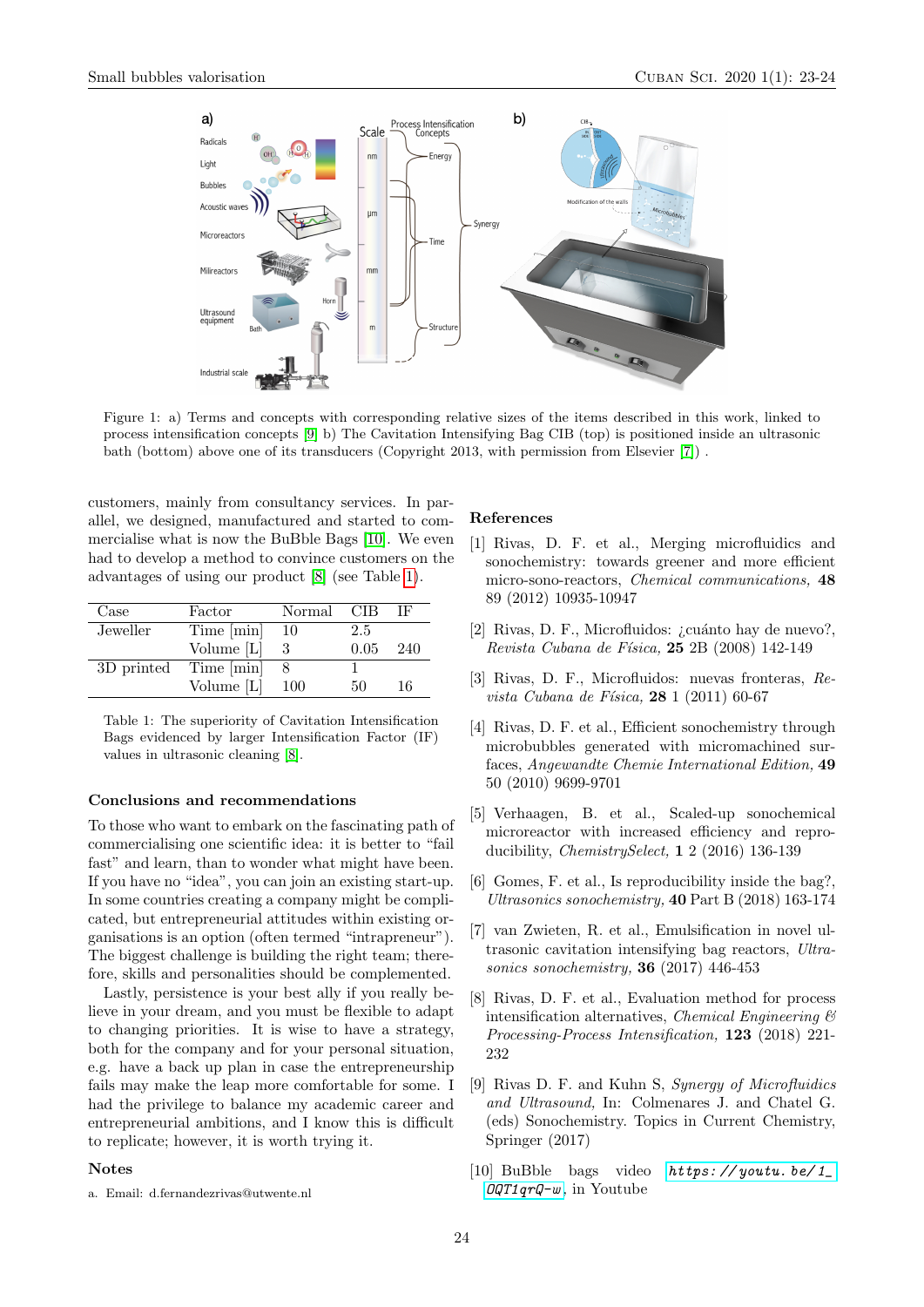a) Radicals Light Bubbles Acoustic waves Microreactors Milireactors Ultrasound equipment Industrial scale

Scale nm μm mm m

Process Intensification Concepts Energy Time Structure Synergy

b) Modification of the walls Microbubbles

Figure 1: a) Terms and concepts with corresponding relative sizes of the items described in this work, linked to process intensification concepts [9] b) The Cavitation Intensifying Bag CIB (top) is positioned inside an ultrasonic bath (bottom) above one of its transducers (Copyright 2013, with permission from Elsevier [7]) .

customers, mainly from consultancy services. In parallel, we designed, manufactured and started to commercialise what is now the BuBble Bags [10]. We even had to develop a method to convince customers on the advantages of using our product [8] (see Table 1).

| Case | Factor | Normal | CIB | IF |
|---|---|---|---|---|
| Jeweller | Time [min] | 10 | 2.5 | |
| | Volume [L] | 3 | 0.05 | 240 |
| 3D printed | Time [min] | 8 | 1 | |
| | Volume [L] | 100 | 50 | 16 |

Table 1: The superiority of Cavitation Intensification Bags evidenced by larger Intensification Factor (IF) values in ultrasonic cleaning [8].

### Conclusions and recommendations

To those who want to embark on the fascinating path of commercialising one scientific idea: it is better to "fail fast" and learn, than to wonder what might have been. If you have no "idea", you can join an existing start-up. In some countries creating a company might be complicated, but entrepreneurial attitudes within existing organisations is an option (often termed "intrapreneur"). The biggest challenge is building the right team; therefore, skills and personalities should be complemented.

Lastly, persistence is your best ally if you really believe in your dream, and you must be flexible to adapt to changing priorities. It is wise to have a strategy, both for the company and for your personal situation, e.g. have a back up plan in case the entrepreneurship fails may make the leap more comfortable for some. I had the privilege to balance my academic career and entrepreneurial ambitions, and I know this is difficult to replicate; however, it is worth trying it.

### Notes

a. Email: d.fernandezrivas@utwente.nl

### References

[1] Rivas, D. F. et al., Merging microfluidics and sonochemistry: towards greener and more efficient micro-sono-reactors, *Chemical communications,* **48** 89 (2012) 10935-10947

[2] Rivas, D. F., Microfluidos: ¿cuánto hay de nuevo?, *Revista Cubana de Física,* **25** 2B (2008) 142-149

[3] Rivas, D. F., Microfluidos: nuevas fronteras, *Revista Cubana de Física,* **28** 1 (2011) 60-67

[4] Rivas, D. F. et al., Efficient sonochemistry through microbubbles generated with micromachined surfaces, *Angewandte Chemie International Edition,* **49** 50 (2010) 9699-9701

[5] Verhaagen, B. et al., Scaled-up sonochemical microreactor with increased efficiency and reproducibility, *ChemistrySelect,* **1** 2 (2016) 136-139

[6] Gomes, F. et al., Is reproducibility inside the bag?, *Ultrasonics sonochemistry,* **40** Part B (2018) 163-174

[7] van Zwieten, R. et al., Emulsification in novel ultrasonic cavitation intensifying bag reactors, *Ultrasonics sonochemistry,* **36** (2017) 446-453

[8] Rivas, D. F. et al., Evaluation method for process intensification alternatives, *Chemical Engineering & Processing-Process Intensification,* **123** (2018) 221-232

[9] Rivas D. F. and Kuhn S, *Synergy of Microfluidics and Ultrasound,* In: Colmenares J. and Chatel G. (eds) Sonochemistry. Topics in Current Chemistry, Springer (2017)

[10] BuBble bags video *https://youtu.be/1_OQT1qrQ-w*, in Youtube